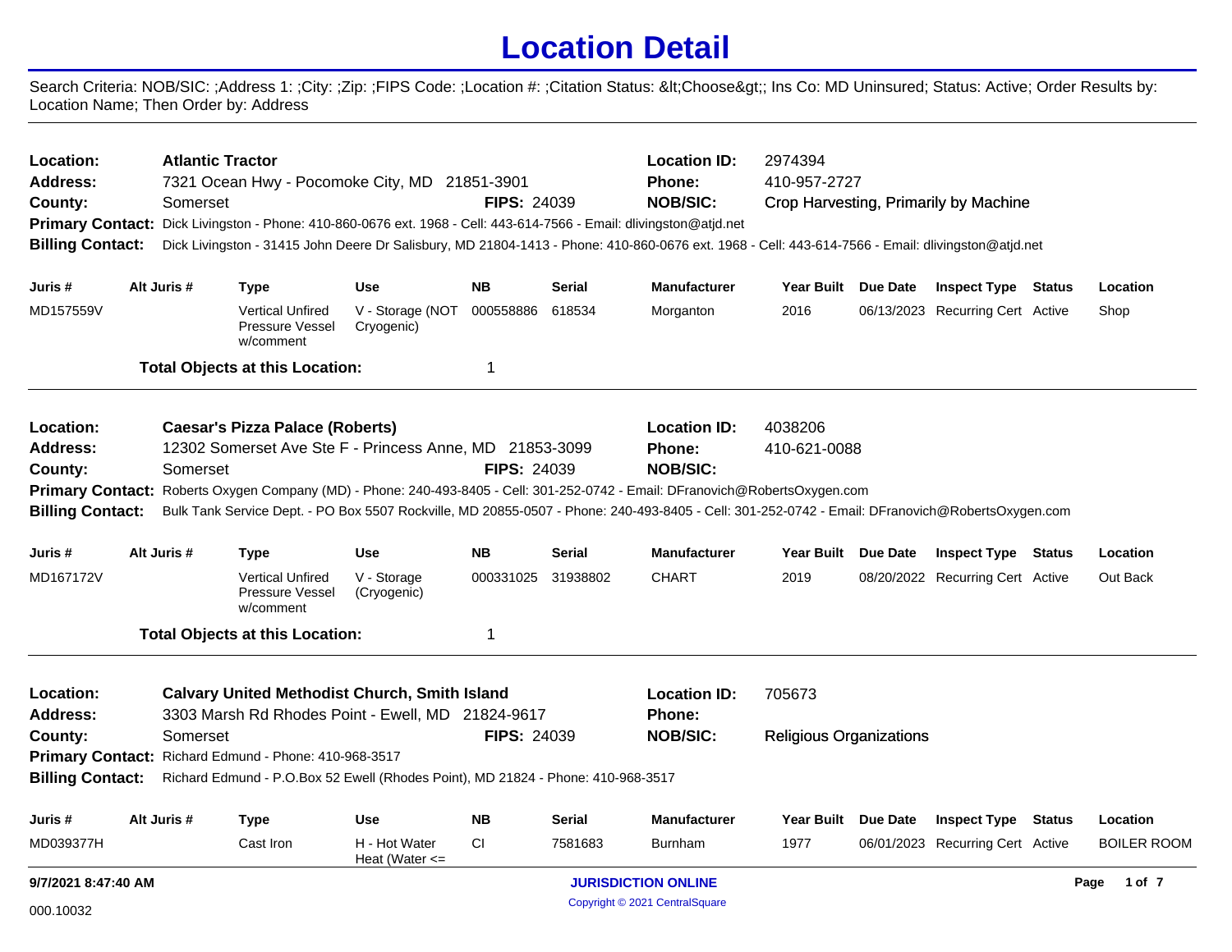# Location Detail

Search Criteria: NOB/SIC: ;Address 1: ;City: ;Zip: ;FIPS Code: ;Location #: ;Citation Status: &lt;Choose&gt;; Ins Co: MD Uninsured; Status: Active; Order Results by: Location Name; Then Order by: Address

---

**Location:** Atlantic Tractor  
**Address:** 7321 Ocean Hwy - Pocomoke City, MD 21851-3901  
**County:** Somerset  **FIPS:** 24039  
**Location ID:** 2974394  
**Phone:** 410-957-2727  
**NOB/SIC:** Crop Harvesting, Primarily by Machine  
**Primary Contact:** Dick Livingston - Phone: 410-860-0676 ext. 1968 - Cell: 443-614-7566 - Email: dlivingston@atjd.net  
**Billing Contact:** Dick Livingston - 31415 John Deere Dr Salisbury, MD 21804-1413 - Phone: 410-860-0676 ext. 1968 - Cell: 443-614-7566 - Email: dlivingston@atjd.net

| Juris # | Alt Juris # | Type | Use | NB | Serial | Manufacturer | Year Built | Due Date | Inspect Type | Status | Location |
|---|---|---|---|---|---|---|---|---|---|---|---|
| MD157559V | | Vertical Unfired Pressure Vessel w/comment | V - Storage (NOT Cryogenic) | 000558886 | 618534 | Morganton | 2016 | 06/13/2023 | Recurring Cert | Active | Shop |

**Total Objects at this Location:** 1

---

**Location:** Caesar's Pizza Palace (Roberts)  
**Address:** 12302 Somerset Ave Ste F - Princess Anne, MD 21853-3099  
**County:** Somerset  **FIPS:** 24039  
**Location ID:** 4038206  
**Phone:** 410-621-0088  
**NOB/SIC:**  
**Primary Contact:** Roberts Oxygen Company (MD) - Phone: 240-493-8405 - Cell: 301-252-0742 - Email: DFranovich@RobertsOxygen.com  
**Billing Contact:** Bulk Tank Service Dept. - PO Box 5507 Rockville, MD 20855-0507 - Phone: 240-493-8405 - Cell: 301-252-0742 - Email: DFranovich@RobertsOxygen.com

| Juris # | Alt Juris # | Type | Use | NB | Serial | Manufacturer | Year Built | Due Date | Inspect Type | Status | Location |
|---|---|---|---|---|---|---|---|---|---|---|---|
| MD167172V | | Vertical Unfired Pressure Vessel w/comment | V - Storage (Cryogenic) | 000331025 | 31938802 | CHART | 2019 | 08/20/2022 | Recurring Cert | Active | Out Back |

**Total Objects at this Location:** 1

---

**Location:** Calvary United Methodist Church, Smith Island  
**Address:** 3303 Marsh Rd Rhodes Point - Ewell, MD 21824-9617  
**County:** Somerset  **FIPS:** 24039  
**Location ID:** 705673  
**Phone:**  
**NOB/SIC:** Religious Organizations  
**Primary Contact:** Richard Edmund - Phone: 410-968-3517  
**Billing Contact:** Richard Edmund - P.O.Box 52 Ewell (Rhodes Point), MD 21824 - Phone: 410-968-3517

| Juris # | Alt Juris # | Type | Use | NB | Serial | Manufacturer | Year Built | Due Date | Inspect Type | Status | Location |
|---|---|---|---|---|---|---|---|---|---|---|---|
| MD039377H | | Cast Iron | H - Hot Water Heat (Water <= | CI | 7581683 | Burnham | 1977 | 06/01/2023 | Recurring Cert | Active | BOILER ROOM |

9/7/2021 8:47:40 AM  
000.10032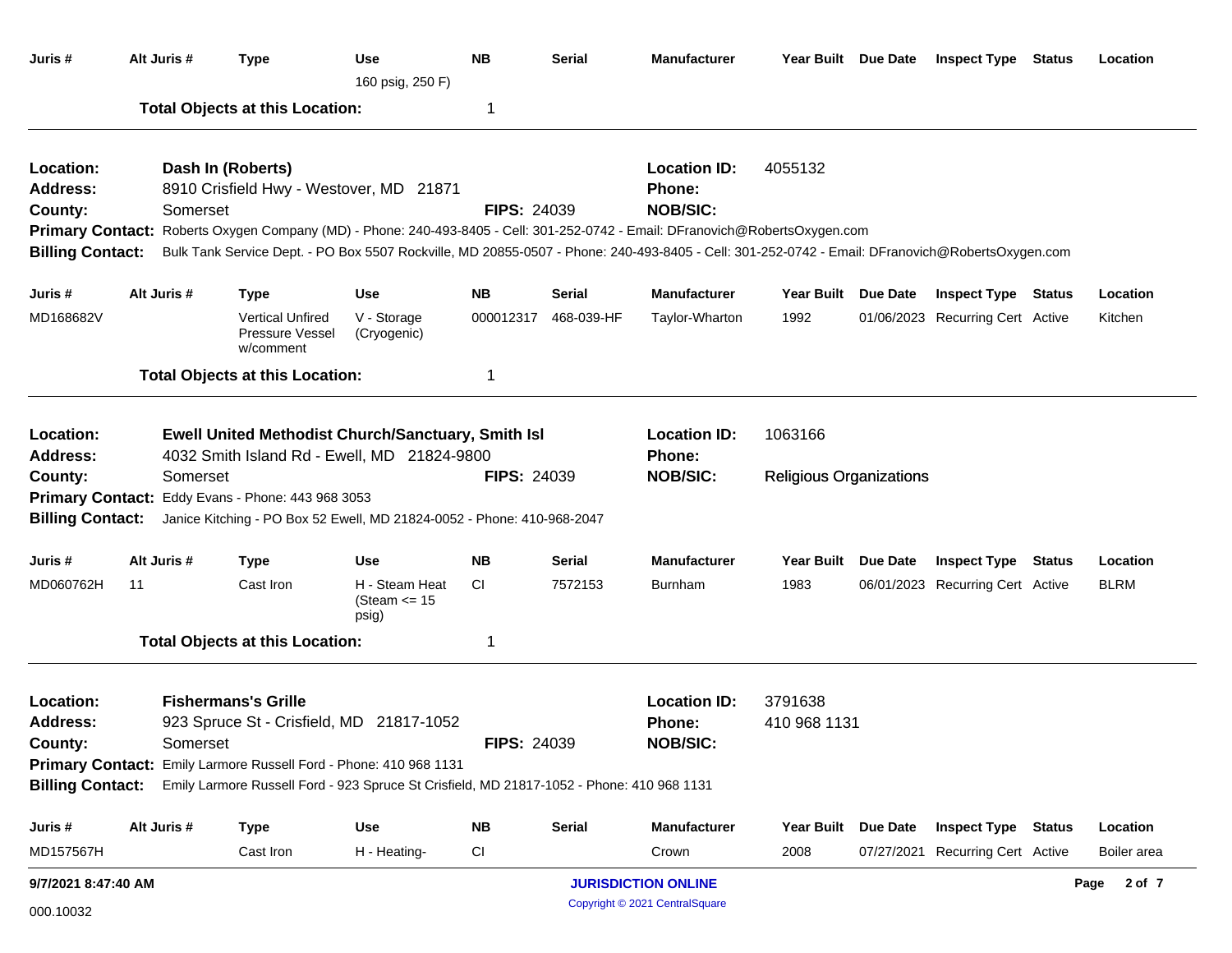| Juris # | Alt Juris # | Type | Use | NB | Serial | Manufacturer | Year Built | Due Date | Inspect Type | Status | Location |
|---|---|---|---|---|---|---|---|---|---|---|---|
| | | | 160 psig, 250 F) | | | | | | | | |

**Total Objects at this Location:** 1

---

**Location:** Dash In (Roberts)
**Location ID:** 4055132
**Address:** 8910 Crisfield Hwy - Westover, MD 21871
**Phone:**
**County:** Somerset
**FIPS:** 24039
**NOB/SIC:**
**Primary Contact:** Roberts Oxygen Company (MD) - Phone: 240-493-8405 - Cell: 301-252-0742 - Email: DFranovich@RobertsOxygen.com
**Billing Contact:** Bulk Tank Service Dept. - PO Box 5507 Rockville, MD 20855-0507 - Phone: 240-493-8405 - Cell: 301-252-0742 - Email: DFranovich@RobertsOxygen.com

| Juris # | Alt Juris # | Type | Use | NB | Serial | Manufacturer | Year Built | Due Date | Inspect Type | Status | Location |
|---|---|---|---|---|---|---|---|---|---|---|---|
| MD168682V | | Vertical Unfired Pressure Vessel w/comment | V - Storage (Cryogenic) | 000012317 | 468-039-HF | Taylor-Wharton | 1992 | 01/06/2023 | Recurring Cert | Active | Kitchen |

**Total Objects at this Location:** 1

---

**Location:** Ewell United Methodist Church/Sanctuary, Smith Isl
**Location ID:** 1063166
**Address:** 4032 Smith Island Rd - Ewell, MD 21824-9800
**Phone:**
**County:** Somerset
**FIPS:** 24039
**NOB/SIC:** Religious Organizations
**Primary Contact:** Eddy Evans - Phone: 443 968 3053
**Billing Contact:** Janice Kitching - PO Box 52 Ewell, MD 21824-0052 - Phone: 410-968-2047

| Juris # | Alt Juris # | Type | Use | NB | Serial | Manufacturer | Year Built | Due Date | Inspect Type | Status | Location |
|---|---|---|---|---|---|---|---|---|---|---|---|
| MD060762H | 11 | Cast Iron | H - Steam Heat (Steam <= 15 psig) | CI | 7572153 | Burnham | 1983 | 06/01/2023 | Recurring Cert | Active | BLRM |

**Total Objects at this Location:** 1

---

**Location:** Fishermans's Grille
**Location ID:** 3791638
**Address:** 923 Spruce St - Crisfield, MD 21817-1052
**Phone:** 410 968 1131
**County:** Somerset
**FIPS:** 24039
**NOB/SIC:**
**Primary Contact:** Emily Larmore Russell Ford - Phone: 410 968 1131
**Billing Contact:** Emily Larmore Russell Ford - 923 Spruce St Crisfield, MD 21817-1052 - Phone: 410 968 1131

| Juris # | Alt Juris # | Type | Use | NB | Serial | Manufacturer | Year Built | Due Date | Inspect Type | Status | Location |
|---|---|---|---|---|---|---|---|---|---|---|---|
| MD157567H | | Cast Iron | H - Heating- | CI | | Crown | 2008 | 07/27/2021 | Recurring Cert | Active | Boiler area |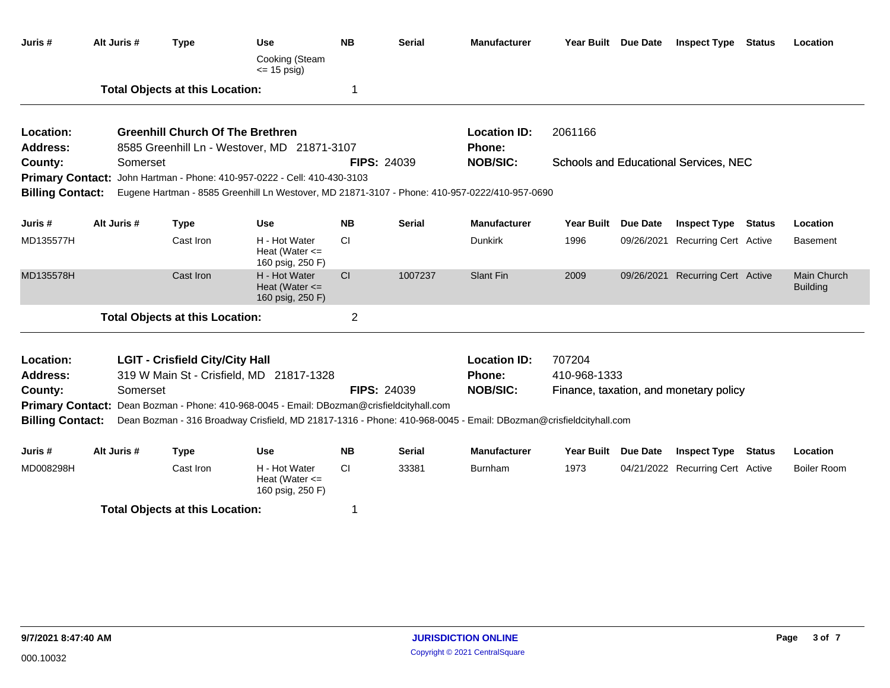| Juris # | Alt Juris # | Type | Use | NB | Serial | Manufacturer | Year Built | Due Date | Inspect Type | Status | Location |
|---|---|---|---|---|---|---|---|---|---|---|---|
| | | | Cooking (Steam <= 15 psig) | | | | | | | | |

**Total Objects at this Location:** 1

---

**Location:** Greenhill Church Of The Brethren
**Location ID:** 2061166
**Address:** 8585 Greenhill Ln - Westover, MD 21871-3107
**Phone:**
**County:** Somerset
**FIPS:** 24039
**NOB/SIC:** Schools and Educational Services, NEC
**Primary Contact:** John Hartman - Phone: 410-957-0222 - Cell: 410-430-3103
**Billing Contact:** Eugene Hartman - 8585 Greenhill Ln Westover, MD 21871-3107 - Phone: 410-957-0222/410-957-0690

| Juris # | Alt Juris # | Type | Use | NB | Serial | Manufacturer | Year Built | Due Date | Inspect Type | Status | Location |
|---|---|---|---|---|---|---|---|---|---|---|---|
| MD135577H | | Cast Iron | H - Hot Water Heat (Water <= 160 psig, 250 F) | CI | | Dunkirk | 1996 | 09/26/2021 | Recurring Cert | Active | Basement |
| MD135578H | | Cast Iron | H - Hot Water Heat (Water <= 160 psig, 250 F) | CI | 1007237 | Slant Fin | 2009 | 09/26/2021 | Recurring Cert | Active | Main Church Building |

**Total Objects at this Location:** 2

---

**Location:** LGIT - Crisfield City/City Hall
**Location ID:** 707204
**Address:** 319 W Main St - Crisfield, MD 21817-1328
**Phone:** 410-968-1333
**County:** Somerset
**FIPS:** 24039
**NOB/SIC:** Finance, taxation, and monetary policy
**Primary Contact:** Dean Bozman - Phone: 410-968-0045 - Email: DBozman@crisfieldcityhall.com
**Billing Contact:** Dean Bozman - 316 Broadway Crisfield, MD 21817-1316 - Phone: 410-968-0045 - Email: DBozman@crisfieldcityhall.com

| Juris # | Alt Juris # | Type | Use | NB | Serial | Manufacturer | Year Built | Due Date | Inspect Type | Status | Location |
|---|---|---|---|---|---|---|---|---|---|---|---|
| MD008298H | | Cast Iron | H - Hot Water Heat (Water <= 160 psig, 250 F) | CI | 33381 | Burnham | 1973 | 04/21/2022 | Recurring Cert | Active | Boiler Room |

**Total Objects at this Location:** 1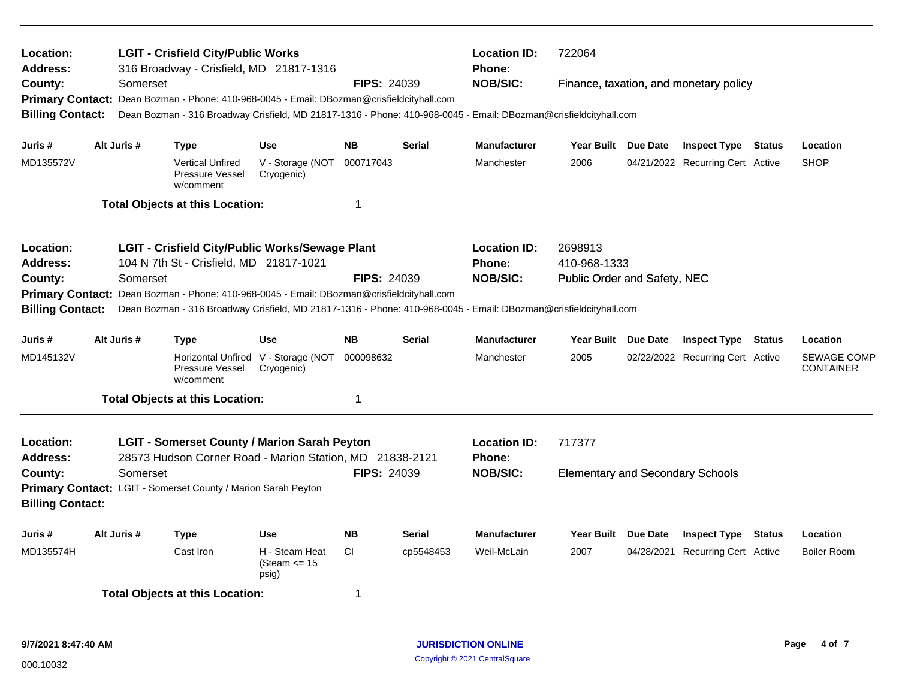**Location:** LGIT - Crisfield City/Public Works
**Address:** 316 Broadway - Crisfield, MD 21817-1316
**County:** Somerset **FIPS:** 24039
**Location ID:** 722064
**Phone:**
**NOB/SIC:** Finance, taxation, and monetary policy
**Primary Contact:** Dean Bozman - Phone: 410-968-0045 - Email: DBozman@crisfieldcityhall.com
**Billing Contact:** Dean Bozman - 316 Broadway Crisfield, MD 21817-1316 - Phone: 410-968-0045 - Email: DBozman@crisfieldcityhall.com

| Juris # | Alt Juris # | Type | Use | NB | Serial | Manufacturer | Year Built | Due Date | Inspect Type | Status | Location |
|---|---|---|---|---|---|---|---|---|---|---|---|
| MD135572V | | Vertical Unfired Pressure Vessel w/comment | V - Storage (NOT Cryogenic) | 000717043 | | Manchester | 2006 | 04/21/2022 | Recurring Cert | Active | SHOP |

**Total Objects at this Location:** 1

---

**Location:** LGIT - Crisfield City/Public Works/Sewage Plant
**Address:** 104 N 7th St - Crisfield, MD 21817-1021
**County:** Somerset **FIPS:** 24039
**Location ID:** 2698913
**Phone:** 410-968-1333
**NOB/SIC:** Public Order and Safety, NEC
**Primary Contact:** Dean Bozman - Phone: 410-968-0045 - Email: DBozman@crisfieldcityhall.com
**Billing Contact:** Dean Bozman - 316 Broadway Crisfield, MD 21817-1316 - Phone: 410-968-0045 - Email: DBozman@crisfieldcityhall.com

| Juris # | Alt Juris # | Type | Use | NB | Serial | Manufacturer | Year Built | Due Date | Inspect Type | Status | Location |
|---|---|---|---|---|---|---|---|---|---|---|---|
| MD145132V | | Horizontal Unfired Pressure Vessel w/comment | V - Storage (NOT Cryogenic) | 000098632 | | Manchester | 2005 | 02/22/2022 | Recurring Cert | Active | SEWAGE COMP CONTAINER |

**Total Objects at this Location:** 1

---

**Location:** LGIT - Somerset County / Marion Sarah Peyton
**Address:** 28573 Hudson Corner Road - Marion Station, MD 21838-2121
**County:** Somerset **FIPS:** 24039
**Location ID:** 717377
**Phone:**
**NOB/SIC:** Elementary and Secondary Schools
**Primary Contact:** LGIT - Somerset County / Marion Sarah Peyton
**Billing Contact:**

| Juris # | Alt Juris # | Type | Use | NB | Serial | Manufacturer | Year Built | Due Date | Inspect Type | Status | Location |
|---|---|---|---|---|---|---|---|---|---|---|---|
| MD135574H | | Cast Iron | H - Steam Heat (Steam <= 15 psig) | CI | cp5548453 | Weil-McLain | 2007 | 04/28/2021 | Recurring Cert | Active | Boiler Room |

**Total Objects at this Location:** 1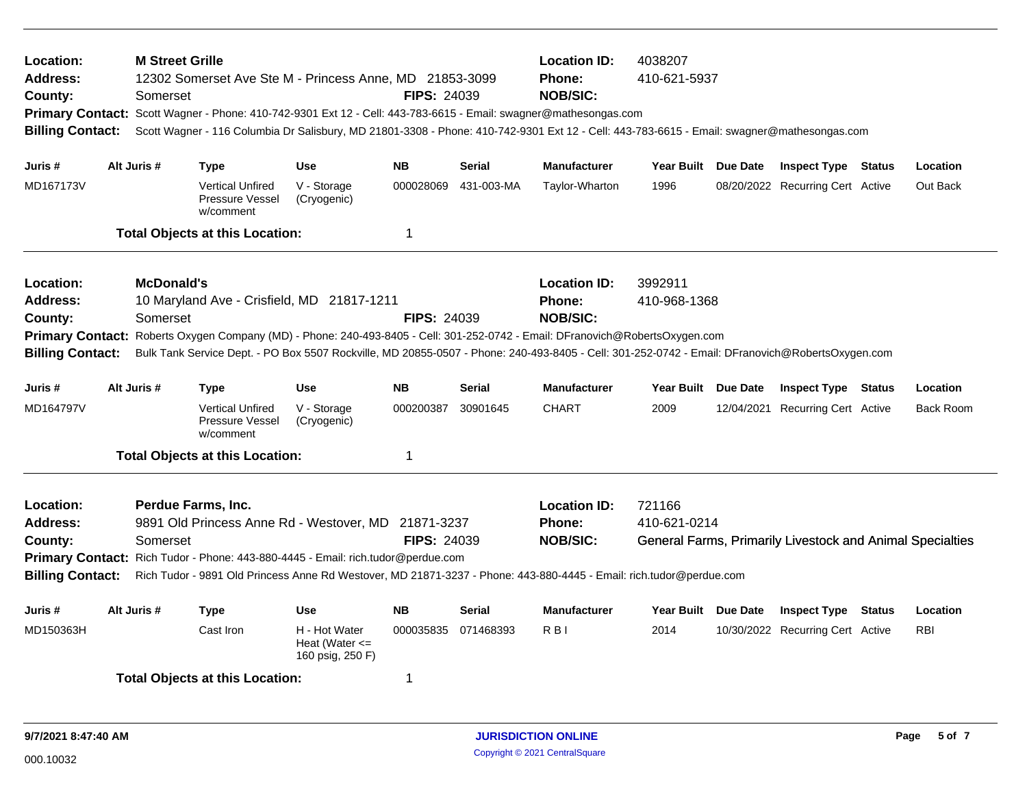**Location:** **M Street Grille**
**Address:** 12302 Somerset Ave Ste M - Princess Anne, MD 21853-3099
**County:** Somerset **FIPS:** 24039
**Location ID:** 4038207
**Phone:** 410-621-5937
**NOB/SIC:**
**Primary Contact:** Scott Wagner - Phone: 410-742-9301 Ext 12 - Cell: 443-783-6615 - Email: swagner@mathesongas.com
**Billing Contact:** Scott Wagner - 116 Columbia Dr Salisbury, MD 21801-3308 - Phone: 410-742-9301 Ext 12 - Cell: 443-783-6615 - Email: swagner@mathesongas.com

| Juris # | Alt Juris # | Type | Use | NB | Serial | Manufacturer | Year Built | Due Date | Inspect Type | Status | Location |
|---|---|---|---|---|---|---|---|---|---|---|---|
| MD167173V | | Vertical Unfired Pressure Vessel w/comment | V - Storage (Cryogenic) | 000028069 | 431-003-MA | Taylor-Wharton | 1996 | 08/20/2022 | Recurring Cert | Active | Out Back |

**Total Objects at this Location:** 1

---

**Location:** **McDonald's**
**Address:** 10 Maryland Ave - Crisfield, MD 21817-1211
**County:** Somerset **FIPS:** 24039
**Location ID:** 3992911
**Phone:** 410-968-1368
**NOB/SIC:**
**Primary Contact:** Roberts Oxygen Company (MD) - Phone: 240-493-8405 - Cell: 301-252-0742 - Email: DFranovich@RobertsOxygen.com
**Billing Contact:** Bulk Tank Service Dept. - PO Box 5507 Rockville, MD 20855-0507 - Phone: 240-493-8405 - Cell: 301-252-0742 - Email: DFranovich@RobertsOxygen.com

| Juris # | Alt Juris # | Type | Use | NB | Serial | Manufacturer | Year Built | Due Date | Inspect Type | Status | Location |
|---|---|---|---|---|---|---|---|---|---|---|---|
| MD164797V | | Vertical Unfired Pressure Vessel w/comment | V - Storage (Cryogenic) | 000200387 | 30901645 | CHART | 2009 | 12/04/2021 | Recurring Cert | Active | Back Room |

**Total Objects at this Location:** 1

---

**Location:** **Perdue Farms, Inc.**
**Address:** 9891 Old Princess Anne Rd - Westover, MD 21871-3237
**County:** Somerset **FIPS:** 24039
**Location ID:** 721166
**Phone:** 410-621-0214
**NOB/SIC:** General Farms, Primarily Livestock and Animal Specialties
**Primary Contact:** Rich Tudor - Phone: 443-880-4445 - Email: rich.tudor@perdue.com
**Billing Contact:** Rich Tudor - 9891 Old Princess Anne Rd Westover, MD 21871-3237 - Phone: 443-880-4445 - Email: rich.tudor@perdue.com

| Juris # | Alt Juris # | Type | Use | NB | Serial | Manufacturer | Year Built | Due Date | Inspect Type | Status | Location |
|---|---|---|---|---|---|---|---|---|---|---|---|
| MD150363H | | Cast Iron | H - Hot Water Heat (Water <= 160 psig, 250 F) | 000035835 | 071468393 | R B I | 2014 | 10/30/2022 | Recurring Cert | Active | RBI |

**Total Objects at this Location:** 1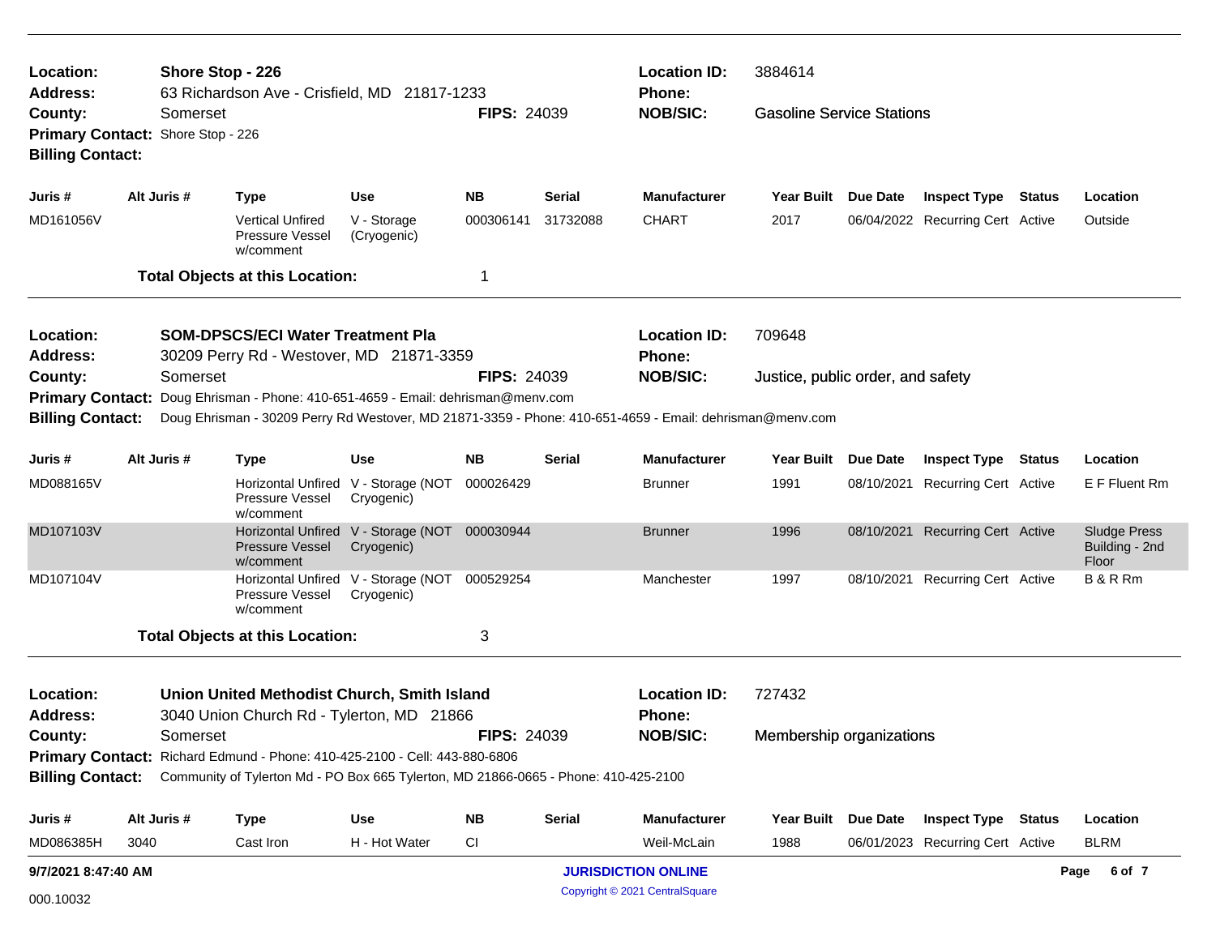**Location:** Shore Stop - 226
**Address:** 63 Richardson Ave - Crisfield, MD 21817-1233
**County:** Somerset
**FIPS:** 24039
**Location ID:** 3884614
**Phone:**
**NOB/SIC:** Gasoline Service Stations
**Primary Contact:** Shore Stop - 226
**Billing Contact:**

| Juris # | Alt Juris # | Type | Use | NB | Serial | Manufacturer | Year Built | Due Date | Inspect Type | Status | Location |
|---|---|---|---|---|---|---|---|---|---|---|---|
| MD161056V | | Vertical Unfired Pressure Vessel w/comment | V - Storage (Cryogenic) | 000306141 | 31732088 | CHART | 2017 | 06/04/2022 | Recurring Cert | Active | Outside |

**Total Objects at this Location:** 1

---

**Location:** SOM-DPSCS/ECI Water Treatment Pla
**Address:** 30209 Perry Rd - Westover, MD 21871-3359
**County:** Somerset
**FIPS:** 24039
**Location ID:** 709648
**Phone:**
**NOB/SIC:** Justice, public order, and safety
**Primary Contact:** Doug Ehrisman - Phone: 410-651-4659 - Email: dehrisman@menv.com
**Billing Contact:** Doug Ehrisman - 30209 Perry Rd Westover, MD 21871-3359 - Phone: 410-651-4659 - Email: dehrisman@menv.com

| Juris # | Alt Juris # | Type | Use | NB | Serial | Manufacturer | Year Built | Due Date | Inspect Type | Status | Location |
|---|---|---|---|---|---|---|---|---|---|---|---|
| MD088165V | | Horizontal Unfired Pressure Vessel w/comment | V - Storage (NOT Cryogenic) | 000026429 | | Brunner | 1991 | 08/10/2021 | Recurring Cert | Active | E F Fluent Rm |
| MD107103V | | Horizontal Unfired Pressure Vessel w/comment | V - Storage (NOT Cryogenic) | 000030944 | | Brunner | 1996 | 08/10/2021 | Recurring Cert | Active | Sludge Press Building - 2nd Floor |
| MD107104V | | Horizontal Unfired Pressure Vessel w/comment | V - Storage (NOT Cryogenic) | 000529254 | | Manchester | 1997 | 08/10/2021 | Recurring Cert | Active | B & R Rm |

**Total Objects at this Location:** 3

---

**Location:** Union United Methodist Church, Smith Island
**Address:** 3040 Union Church Rd - Tylerton, MD 21866
**County:** Somerset
**FIPS:** 24039
**Location ID:** 727432
**Phone:**
**NOB/SIC:** Membership organizations
**Primary Contact:** Richard Edmund - Phone: 410-425-2100 - Cell: 443-880-6806
**Billing Contact:** Community of Tylerton Md - PO Box 665 Tylerton, MD 21866-0665 - Phone: 410-425-2100

| Juris # | Alt Juris # | Type | Use | NB | Serial | Manufacturer | Year Built | Due Date | Inspect Type | Status | Location |
|---|---|---|---|---|---|---|---|---|---|---|---|
| MD086385H | 3040 | Cast Iron | H - Hot Water | CI | | Weil-McLain | 1988 | 06/01/2023 | Recurring Cert | Active | BLRM |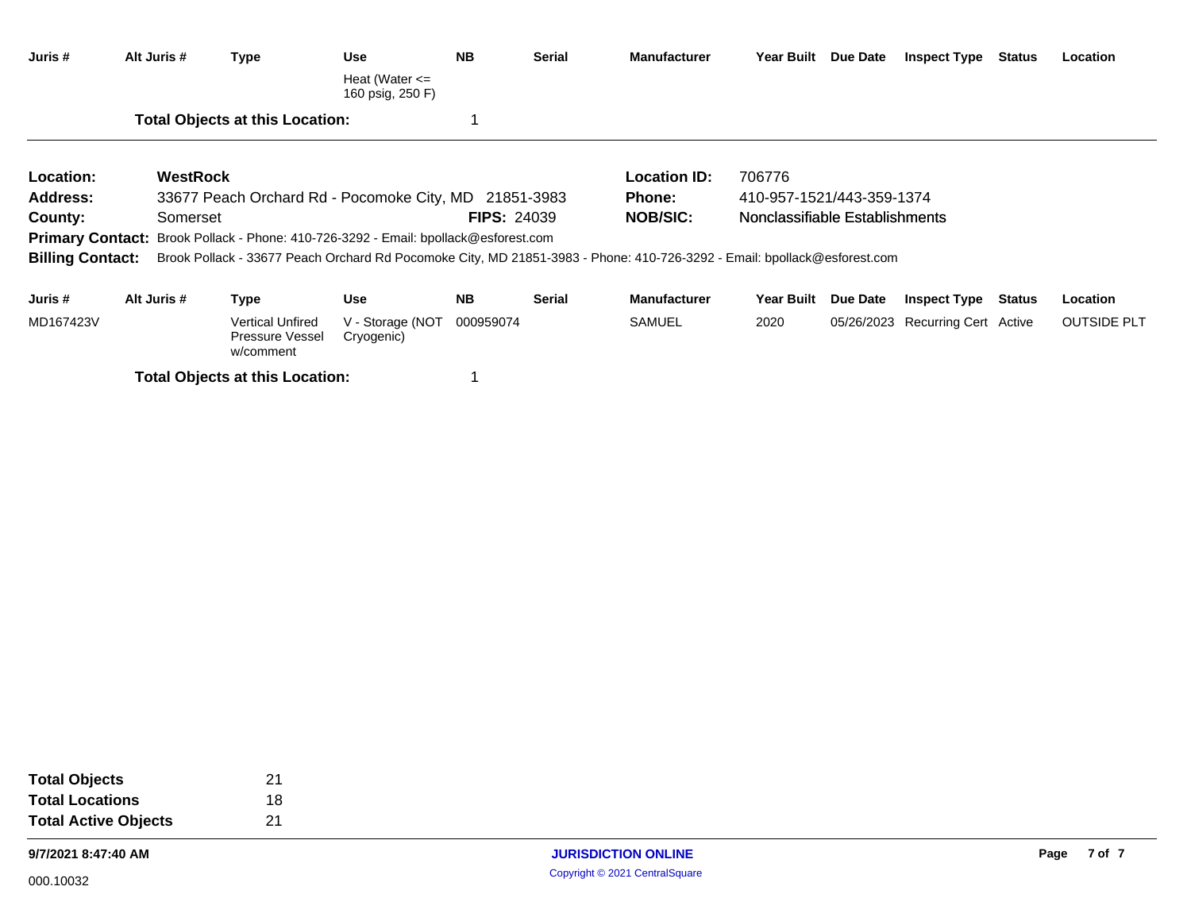| Juris # | Alt Juris # | Type | Use | NB | Serial | Manufacturer | Year Built | Due Date | Inspect Type | Status | Location |
|---|---|---|---|---|---|---|---|---|---|---|---|
| | | | Heat (Water <= 160 psig, 250 F) | | | | | | | | |

**Total Objects at this Location:** 1

---

**Location:** WestRock
**Location ID:** 706776
**Address:** 33677 Peach Orchard Rd - Pocomoke City, MD 21851-3983
**Phone:** 410-957-1521/443-359-1374
**County:** Somerset
**FIPS:** 24039
**NOB/SIC:** Nonclassifiable Establishments
**Primary Contact:** Brook Pollack - Phone: 410-726-3292 - Email: bpollack@esforest.com
**Billing Contact:** Brook Pollack - 33677 Peach Orchard Rd Pocomoke City, MD 21851-3983 - Phone: 410-726-3292 - Email: bpollack@esforest.com

| Juris # | Alt Juris # | Type | Use | NB | Serial | Manufacturer | Year Built | Due Date | Inspect Type | Status | Location |
|---|---|---|---|---|---|---|---|---|---|---|---|
| MD167423V | | Vertical Unfired Pressure Vessel w/comment | V - Storage (NOT Cryogenic) | 000959074 | | SAMUEL | 2020 | 05/26/2023 | Recurring Cert | Active | OUTSIDE PLT |

**Total Objects at this Location:** 1

| | |
|---|---|
| **Total Objects** | 21 |
| **Total Locations** | 18 |
| **Total Active Objects** | 21 |

9/7/2021 8:47:40 AM

000.10032

JURISDICTION ONLINE

Copyright © 2021 CentralSquare